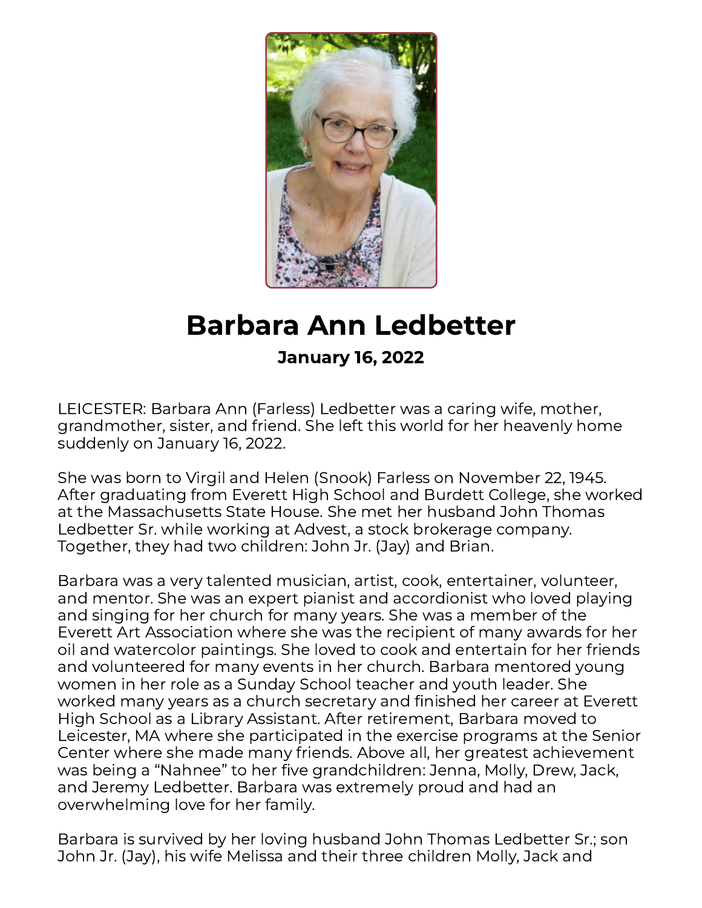# Barbara Ann Ledbetter

**January 16, 2022**

LEICESTER: Barbara Ann (Farless) Ledbetter was a caring wife, mother, grandmother, sister, and friend. She left this world for her heavenly home suddenly on January 16, 2022.

She was born to Virgil and Helen (Snook) Farless on November 22, 1945. After graduating from Everett High School and Burdett College, she worked at the Massachusetts State House. She met her husband John Thomas Ledbetter Sr. while working at Advest, a stock brokerage company. Together, they had two children: John Jr. (Jay) and Brian.

Barbara was a very talented musician, artist, cook, entertainer, volunteer, and mentor. She was an expert pianist and accordionist who loved playing and singing for her church for many years. She was a member of the Everett Art Association where she was the recipient of many awards for her oil and watercolor paintings. She loved to cook and entertain for her friends and volunteered for many events in her church. Barbara mentored young women in her role as a Sunday School teacher and youth leader. She worked many years as a church secretary and finished her career at Everett High School as a Library Assistant. After retirement, Barbara moved to Leicester, MA where she participated in the exercise programs at the Senior Center where she made many friends. Above all, her greatest achievement was being a "Nahnee" to her five grandchildren: Jenna, Molly, Drew, Jack, and Jeremy Ledbetter. Barbara was extremely proud and had an overwhelming love for her family.

Barbara is survived by her loving husband John Thomas Ledbetter Sr.; son John Jr. (Jay), his wife Melissa and their three children Molly, Jack and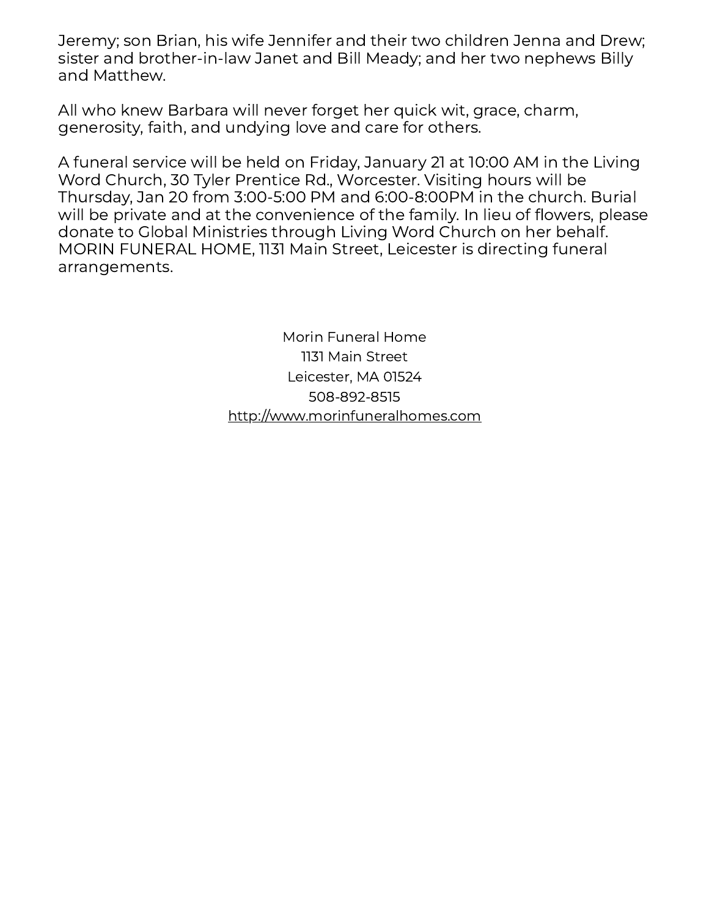Jeremy; son Brian, his wife Jennifer and their two children Jenna and Drew; sister and brother-in-law Janet and Bill Meady; and her two nephews Billy and Matthew.

All who knew Barbara will never forget her quick wit, grace, charm, generosity, faith, and undying love and care for others.

A funeral service will be held on Friday, January 21 at 10:00 AM in the Living Word Church, 30 Tyler Prentice Rd., Worcester. Visiting hours will be Thursday, Jan 20 from 3:00-5:00 PM and 6:00-8:00PM in the church. Burial will be private and at the convenience of the family. In lieu of flowers, please donate to Global Ministries through Living Word Church on her behalf. MORIN FUNERAL HOME, 1131 Main Street, Leicester is directing funeral arrangements.

Morin Funeral Home
1131 Main Street
Leicester, MA 01524
508-892-8515
http://www.morinfuneralhomes.com